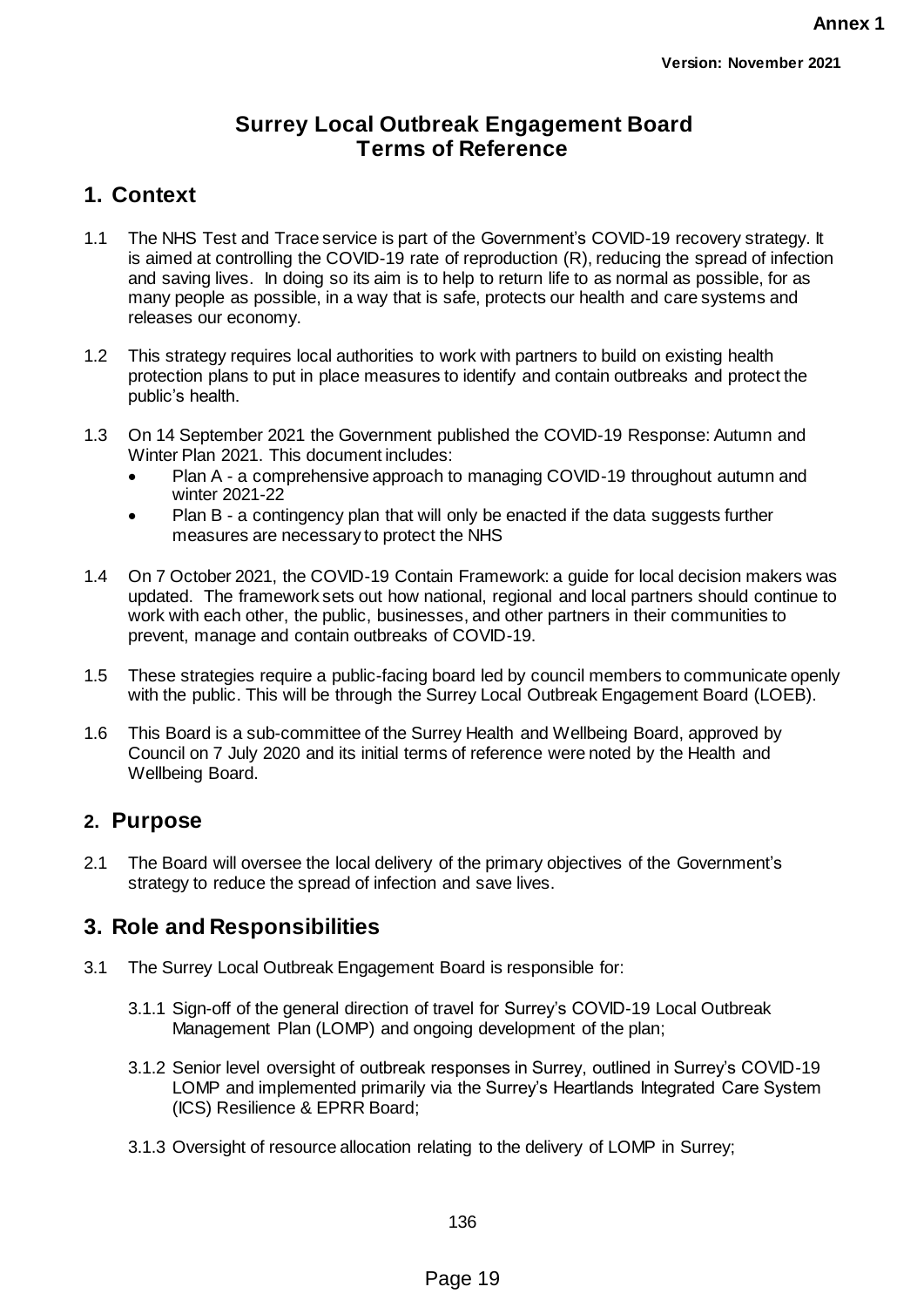**Annex 1**

**Version: November 2021**

# Surrey Local Outbreak Engagement Board Terms of Reference

## 1. Context

1.1 The NHS Test and Trace service is part of the Government's COVID-19 recovery strategy. It is aimed at controlling the COVID-19 rate of reproduction (R), reducing the spread of infection and saving lives. In doing so its aim is to help to return life to as normal as possible, for as many people as possible, in a way that is safe, protects our health and care systems and releases our economy.

1.2 This strategy requires local authorities to work with partners to build on existing health protection plans to put in place measures to identify and contain outbreaks and protect the public's health.

1.3 On 14 September 2021 the Government published the COVID-19 Response: Autumn and Winter Plan 2021. This document includes:

- Plan A - a comprehensive approach to managing COVID-19 throughout autumn and winter 2021-22
- Plan B - a contingency plan that will only be enacted if the data suggests further measures are necessary to protect the NHS

1.4 On 7 October 2021, the COVID-19 Contain Framework: a guide for local decision makers was updated. The framework sets out how national, regional and local partners should continue to work with each other, the public, businesses, and other partners in their communities to prevent, manage and contain outbreaks of COVID-19.

1.5 These strategies require a public-facing board led by council members to communicate openly with the public. This will be through the Surrey Local Outbreak Engagement Board (LOEB).

1.6 This Board is a sub-committee of the Surrey Health and Wellbeing Board, approved by Council on 7 July 2020 and its initial terms of reference were noted by the Health and Wellbeing Board.

## 2. Purpose

2.1 The Board will oversee the local delivery of the primary objectives of the Government's strategy to reduce the spread of infection and save lives.

## 3. Role and Responsibilities

3.1 The Surrey Local Outbreak Engagement Board is responsible for:

3.1.1 Sign-off of the general direction of travel for Surrey's COVID-19 Local Outbreak Management Plan (LOMP) and ongoing development of the plan;

3.1.2 Senior level oversight of outbreak responses in Surrey, outlined in Surrey's COVID-19 LOMP and implemented primarily via the Surrey's Heartlands Integrated Care System (ICS) Resilience & EPRR Board;

3.1.3 Oversight of resource allocation relating to the delivery of LOMP in Surrey;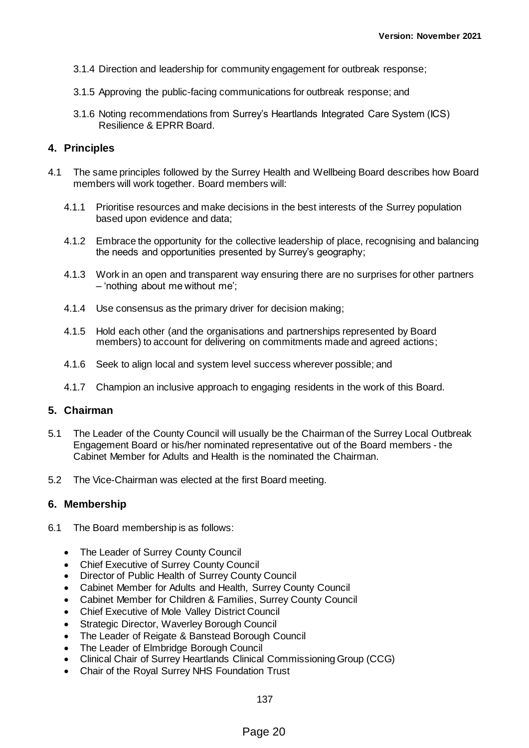3.1.4 Direction and leadership for community engagement for outbreak response;

3.1.5 Approving the public-facing communications for outbreak response; and

3.1.6 Noting recommendations from Surrey's Heartlands Integrated Care System (ICS) Resilience & EPRR Board.

## 4. Principles

4.1 The same principles followed by the Surrey Health and Wellbeing Board describes how Board members will work together. Board members will:

4.1.1 Prioritise resources and make decisions in the best interests of the Surrey population based upon evidence and data;

4.1.2 Embrace the opportunity for the collective leadership of place, recognising and balancing the needs and opportunities presented by Surrey's geography;

4.1.3 Work in an open and transparent way ensuring there are no surprises for other partners – 'nothing about me without me';

4.1.4 Use consensus as the primary driver for decision making;

4.1.5 Hold each other (and the organisations and partnerships represented by Board members) to account for delivering on commitments made and agreed actions;

4.1.6 Seek to align local and system level success wherever possible; and

4.1.7 Champion an inclusive approach to engaging residents in the work of this Board.

## 5. Chairman

5.1 The Leader of the County Council will usually be the Chairman of the Surrey Local Outbreak Engagement Board or his/her nominated representative out of the Board members - the Cabinet Member for Adults and Health is the nominated the Chairman.

5.2 The Vice-Chairman was elected at the first Board meeting.

## 6. Membership

6.1 The Board membership is as follows:

- The Leader of Surrey County Council
- Chief Executive of Surrey County Council
- Director of Public Health of Surrey County Council
- Cabinet Member for Adults and Health, Surrey County Council
- Cabinet Member for Children & Families, Surrey County Council
- Chief Executive of Mole Valley District Council
- Strategic Director, Waverley Borough Council
- The Leader of Reigate & Banstead Borough Council
- The Leader of Elmbridge Borough Council
- Clinical Chair of Surrey Heartlands Clinical Commissioning Group (CCG)
- Chair of the Royal Surrey NHS Foundation Trust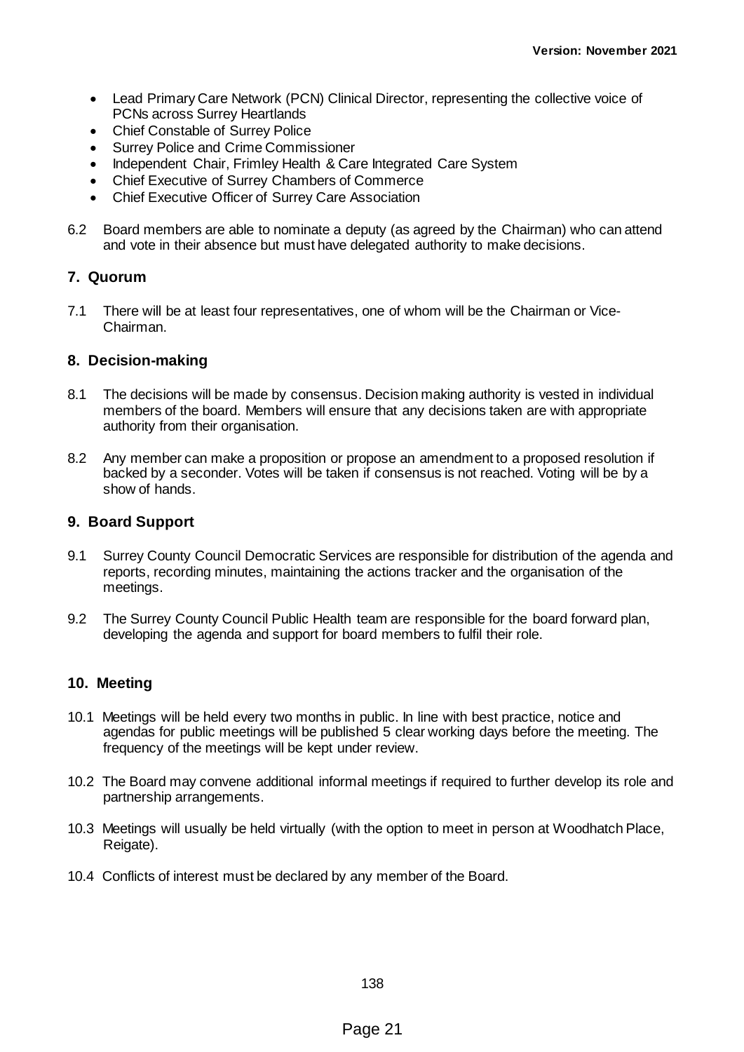- Lead Primary Care Network (PCN) Clinical Director, representing the collective voice of PCNs across Surrey Heartlands
- Chief Constable of Surrey Police
- Surrey Police and Crime Commissioner
- Independent Chair, Frimley Health & Care Integrated Care System
- Chief Executive of Surrey Chambers of Commerce
- Chief Executive Officer of Surrey Care Association

6.2 Board members are able to nominate a deputy (as agreed by the Chairman) who can attend and vote in their absence but must have delegated authority to make decisions.

## 7. Quorum

7.1 There will be at least four representatives, one of whom will be the Chairman or Vice-Chairman.

## 8. Decision-making

8.1 The decisions will be made by consensus. Decision making authority is vested in individual members of the board. Members will ensure that any decisions taken are with appropriate authority from their organisation.

8.2 Any member can make a proposition or propose an amendment to a proposed resolution if backed by a seconder. Votes will be taken if consensus is not reached. Voting will be by a show of hands.

## 9. Board Support

9.1 Surrey County Council Democratic Services are responsible for distribution of the agenda and reports, recording minutes, maintaining the actions tracker and the organisation of the meetings.

9.2 The Surrey County Council Public Health team are responsible for the board forward plan, developing the agenda and support for board members to fulfil their role.

## 10. Meeting

10.1 Meetings will be held every two months in public. In line with best practice, notice and agendas for public meetings will be published 5 clear working days before the meeting. The frequency of the meetings will be kept under review.

10.2 The Board may convene additional informal meetings if required to further develop its role and partnership arrangements.

10.3 Meetings will usually be held virtually (with the option to meet in person at Woodhatch Place, Reigate).

10.4 Conflicts of interest must be declared by any member of the Board.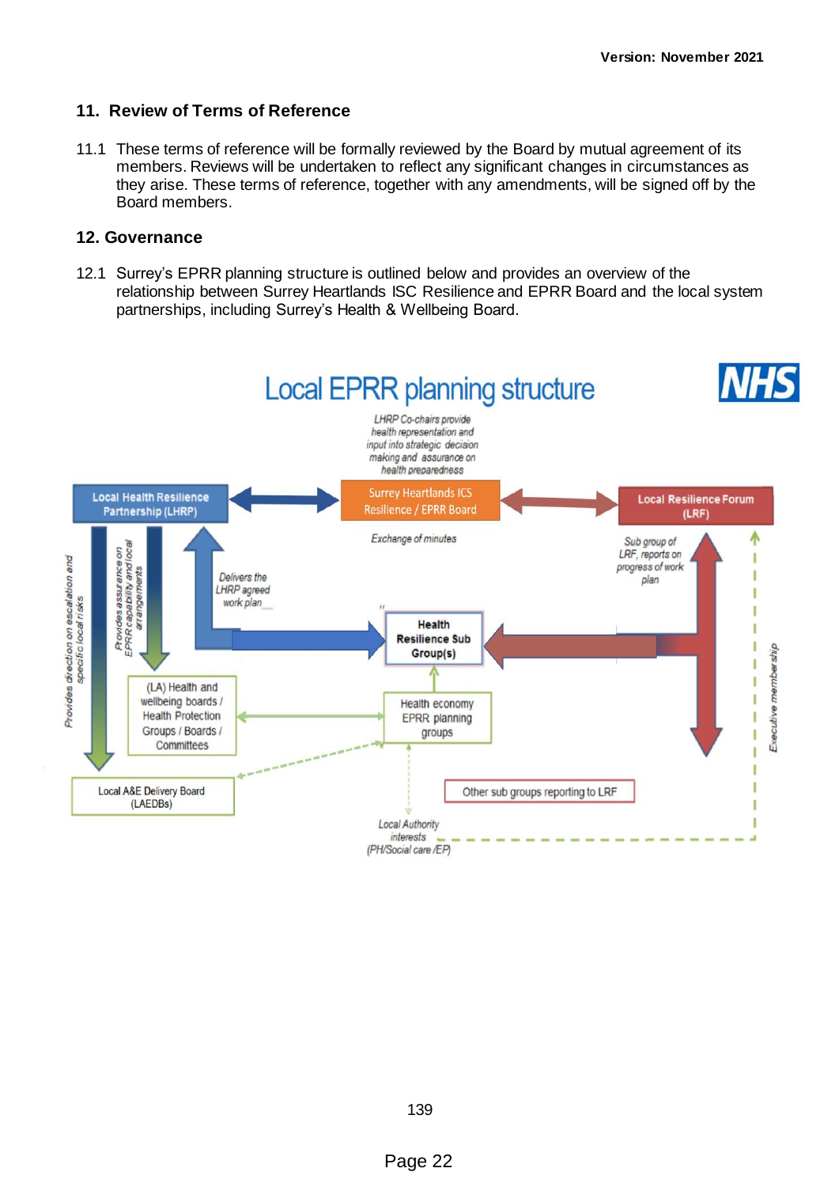## 11. Review of Terms of Reference

11.1 These terms of reference will be formally reviewed by the Board by mutual agreement of its members. Reviews will be undertaken to reflect any significant changes in circumstances as they arise. These terms of reference, together with any amendments, will be signed off by the Board members.

## 12. Governance

12.1 Surrey's EPRR planning structure is outlined below and provides an overview of the relationship between Surrey Heartlands ISC Resilience and EPRR Board and the local system partnerships, including Surrey's Health & Wellbeing Board.

Local EPRR planning structure

NHS

LHRP Co-chairs provide health representation and input into strategic decision making and assurance on health preparedness

Local Health Resilience Partnership (LHRP)

Surrey Heartlands ICS Resilience / EPRR Board

Local Resilience Forum (LRF)

Exchange of minutes

Sub group of LRF, reports on progress of work plan

Provides direction on escalation and specific local risks

Provides assurance on EPRR capability and local arrangements

Delivers the LHRP agreed work plan

Health Resilience Sub Group(s)

(LA) Health and wellbeing boards / Health Protection Groups / Boards / Committees

Health economy EPRR planning groups

Executive membership

Local A&E Delivery Board (LAEDBs)

Other sub groups reporting to LRF

Local Authority interests (PH/Social care /EP)